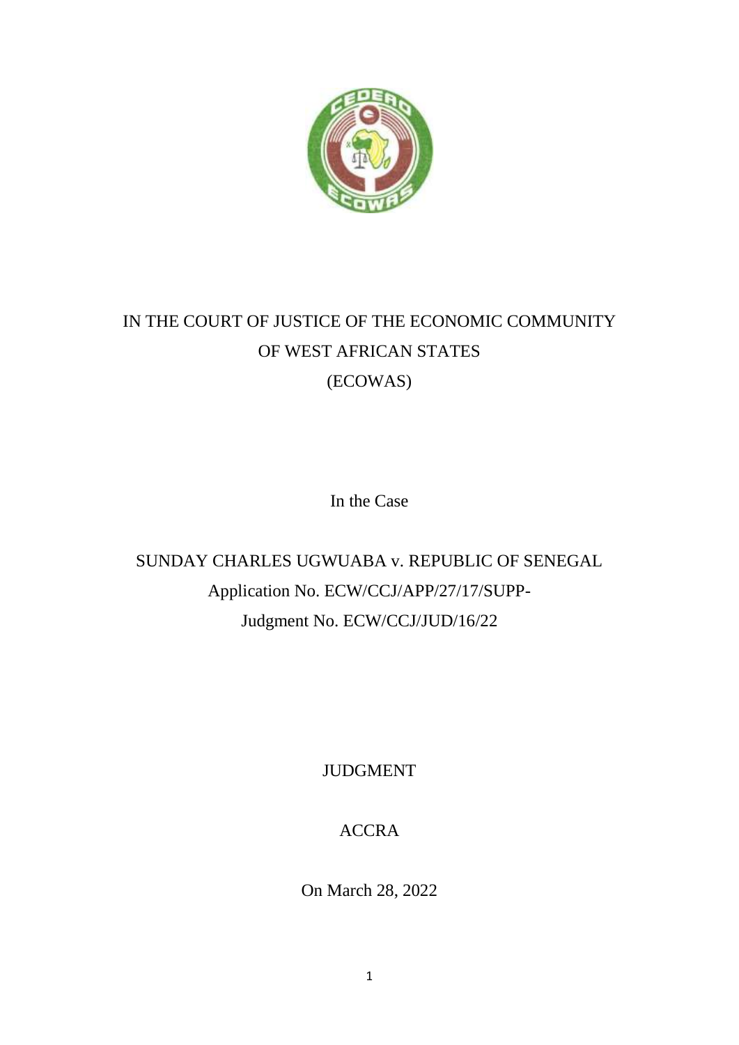IN THE COURT OF JUSTICE OF THE ECONOMIC COMMUNITY OF WEST AFRICAN STATES

(ECOWAS)

In the Case

SUNDAY CHARLES UGWUABA v. REPUBLIC OF SENEGAL

Application No. ECW/CCJ/APP/27/17/SUPP-

Judgment No. ECW/CCJ/JUD/16/22

JUDGMENT

ACCRA

On March 28, 2022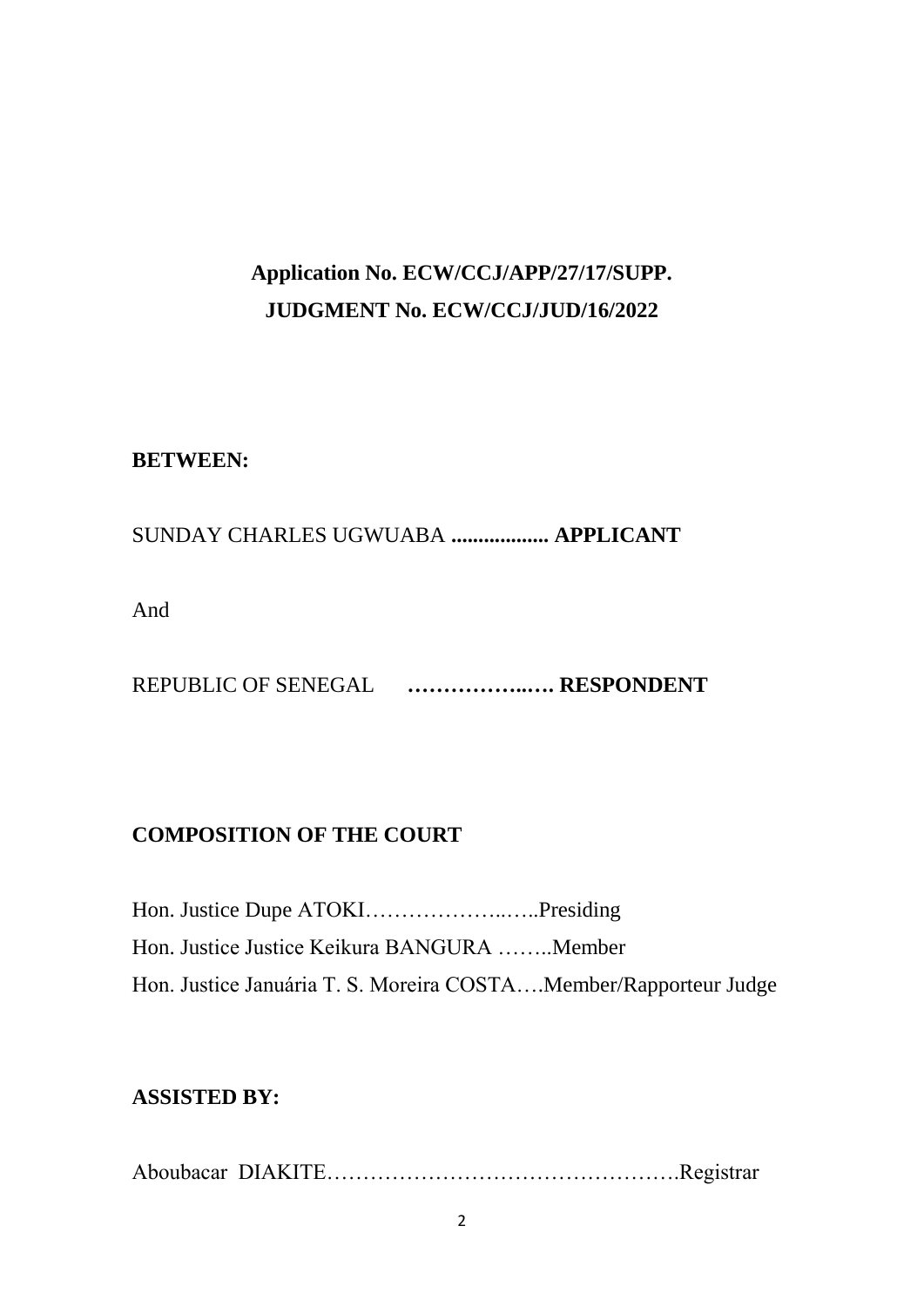**Application No. ECW/CCJ/APP/27/17/SUPP.**

**JUDGMENT No. ECW/CCJ/JUD/16/2022**

**BETWEEN:**

SUNDAY CHARLES UGWUABA **.................. APPLICANT**

And

REPUBLIC OF SENEGAL **……………..…. RESPONDENT**

**COMPOSITION OF THE COURT**

Hon. Justice Dupe ATOKI………………..…..Presiding

Hon. Justice Justice Keikura BANGURA ……..Member

Hon. Justice Januária T. S. Moreira COSTA….Member/Rapporteur Judge

**ASSISTED BY:**

Aboubacar DIAKITE………………………………………….Registrar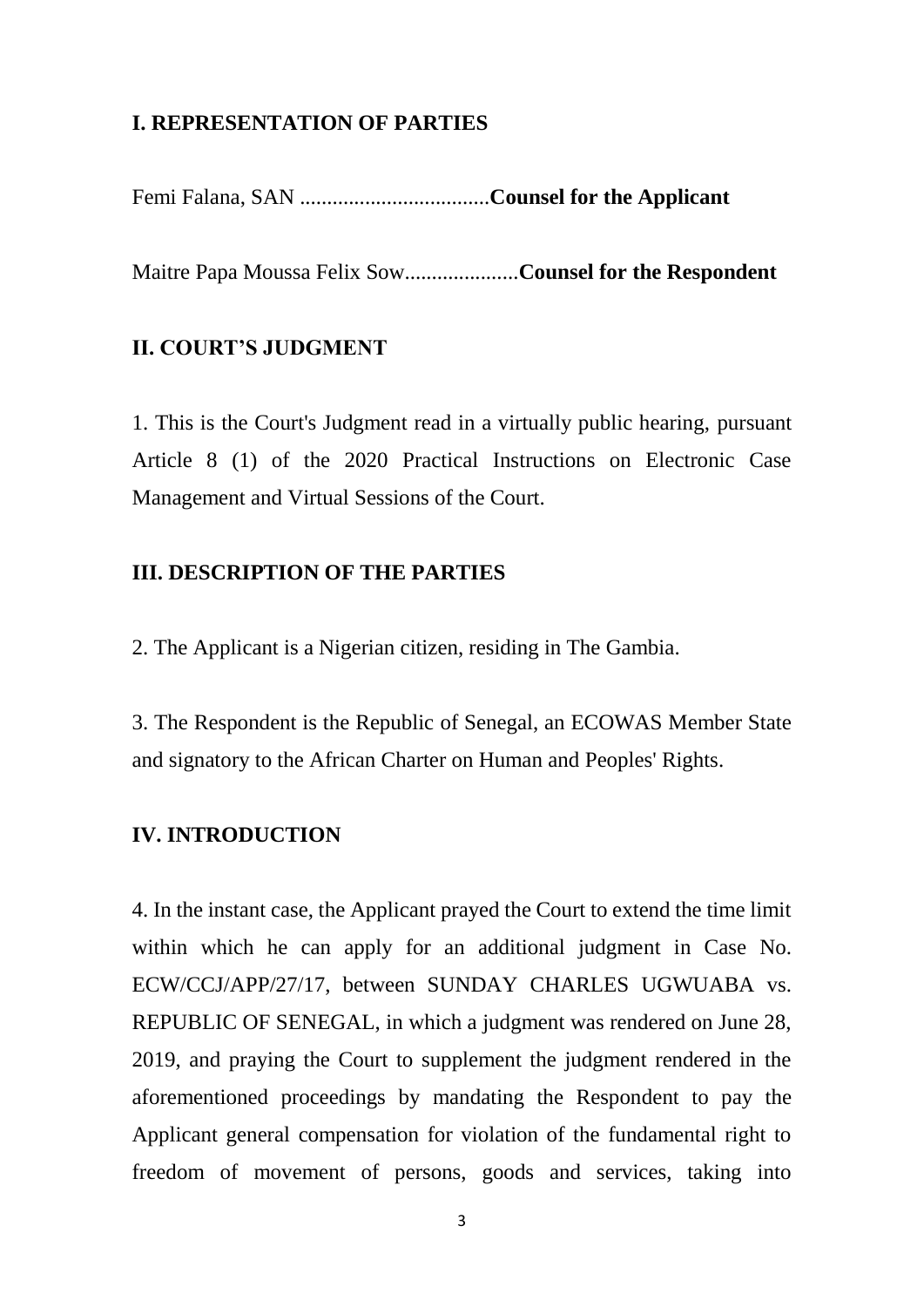## I. REPRESENTATION OF PARTIES

Femi Falana, SAN ..................................**Counsel for the Applicant**

Maitre Papa Moussa Felix Sow....................**Counsel for the Respondent**

## II. COURT'S JUDGMENT

1. This is the Court's Judgment read in a virtually public hearing, pursuant Article 8 (1) of the 2020 Practical Instructions on Electronic Case Management and Virtual Sessions of the Court.

## III. DESCRIPTION OF THE PARTIES

2. The Applicant is a Nigerian citizen, residing in The Gambia.

3. The Respondent is the Republic of Senegal, an ECOWAS Member State and signatory to the African Charter on Human and Peoples' Rights.

## IV. INTRODUCTION

4. In the instant case, the Applicant prayed the Court to extend the time limit within which he can apply for an additional judgment in Case No. ECW/CCJ/APP/27/17, between SUNDAY CHARLES UGWUABA vs. REPUBLIC OF SENEGAL, in which a judgment was rendered on June 28, 2019, and praying the Court to supplement the judgment rendered in the aforementioned proceedings by mandating the Respondent to pay the Applicant general compensation for violation of the fundamental right to freedom of movement of persons, goods and services, taking into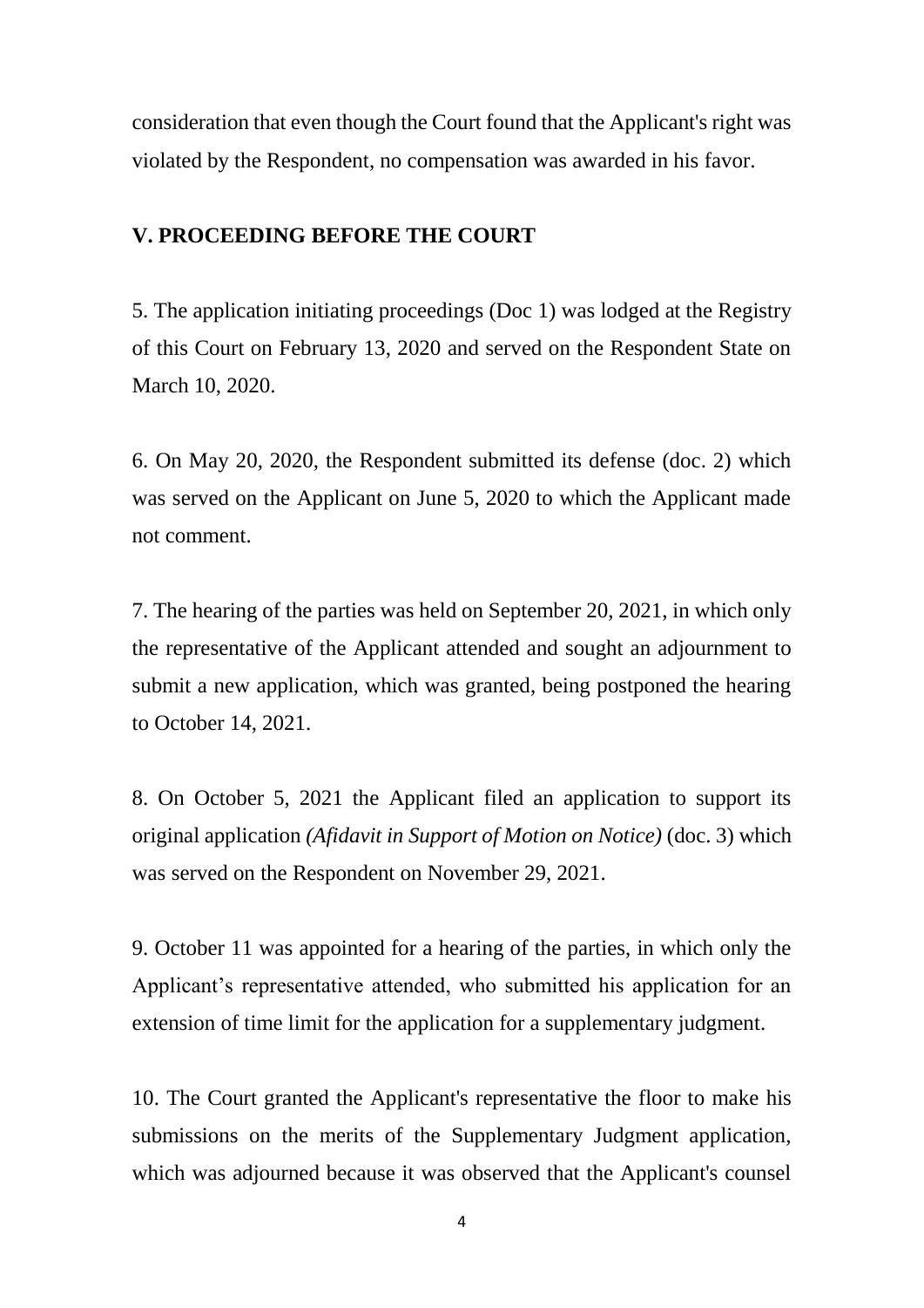consideration that even though the Court found that the Applicant's right was violated by the Respondent, no compensation was awarded in his favor.

## V. PROCEEDING BEFORE THE COURT

5. The application initiating proceedings (Doc 1) was lodged at the Registry of this Court on February 13, 2020 and served on the Respondent State on March 10, 2020.

6. On May 20, 2020, the Respondent submitted its defense (doc. 2) which was served on the Applicant on June 5, 2020 to which the Applicant made not comment.

7. The hearing of the parties was held on September 20, 2021, in which only the representative of the Applicant attended and sought an adjournment to submit a new application, which was granted, being postponed the hearing to October 14, 2021.

8. On October 5, 2021 the Applicant filed an application to support its original application *(Afidavit in Support of Motion on Notice)* (doc. 3) which was served on the Respondent on November 29, 2021.

9. October 11 was appointed for a hearing of the parties, in which only the Applicant's representative attended, who submitted his application for an extension of time limit for the application for a supplementary judgment.

10. The Court granted the Applicant's representative the floor to make his submissions on the merits of the Supplementary Judgment application, which was adjourned because it was observed that the Applicant's counsel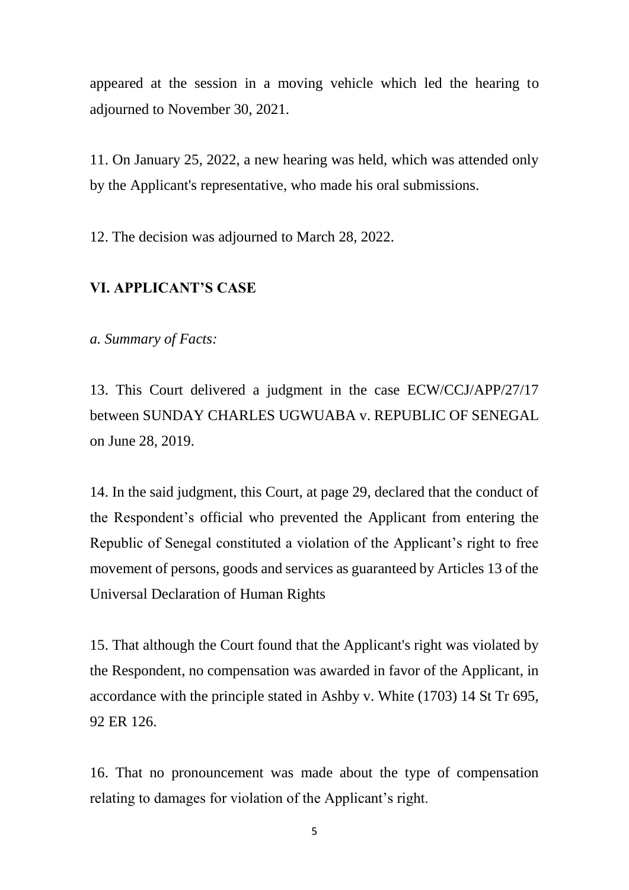appeared at the session in a moving vehicle which led the hearing to adjourned to November 30, 2021.

11. On January 25, 2022, a new hearing was held, which was attended only by the Applicant's representative, who made his oral submissions.

12. The decision was adjourned to March 28, 2022.

## VI. APPLICANT'S CASE

*a. Summary of Facts:*

13. This Court delivered a judgment in the case ECW/CCJ/APP/27/17 between SUNDAY CHARLES UGWUABA v. REPUBLIC OF SENEGAL on June 28, 2019.

14. In the said judgment, this Court, at page 29, declared that the conduct of the Respondent's official who prevented the Applicant from entering the Republic of Senegal constituted a violation of the Applicant's right to free movement of persons, goods and services as guaranteed by Articles 13 of the Universal Declaration of Human Rights

15. That although the Court found that the Applicant's right was violated by the Respondent, no compensation was awarded in favor of the Applicant, in accordance with the principle stated in Ashby v. White (1703) 14 St Tr 695, 92 ER 126.

16. That no pronouncement was made about the type of compensation relating to damages for violation of the Applicant's right.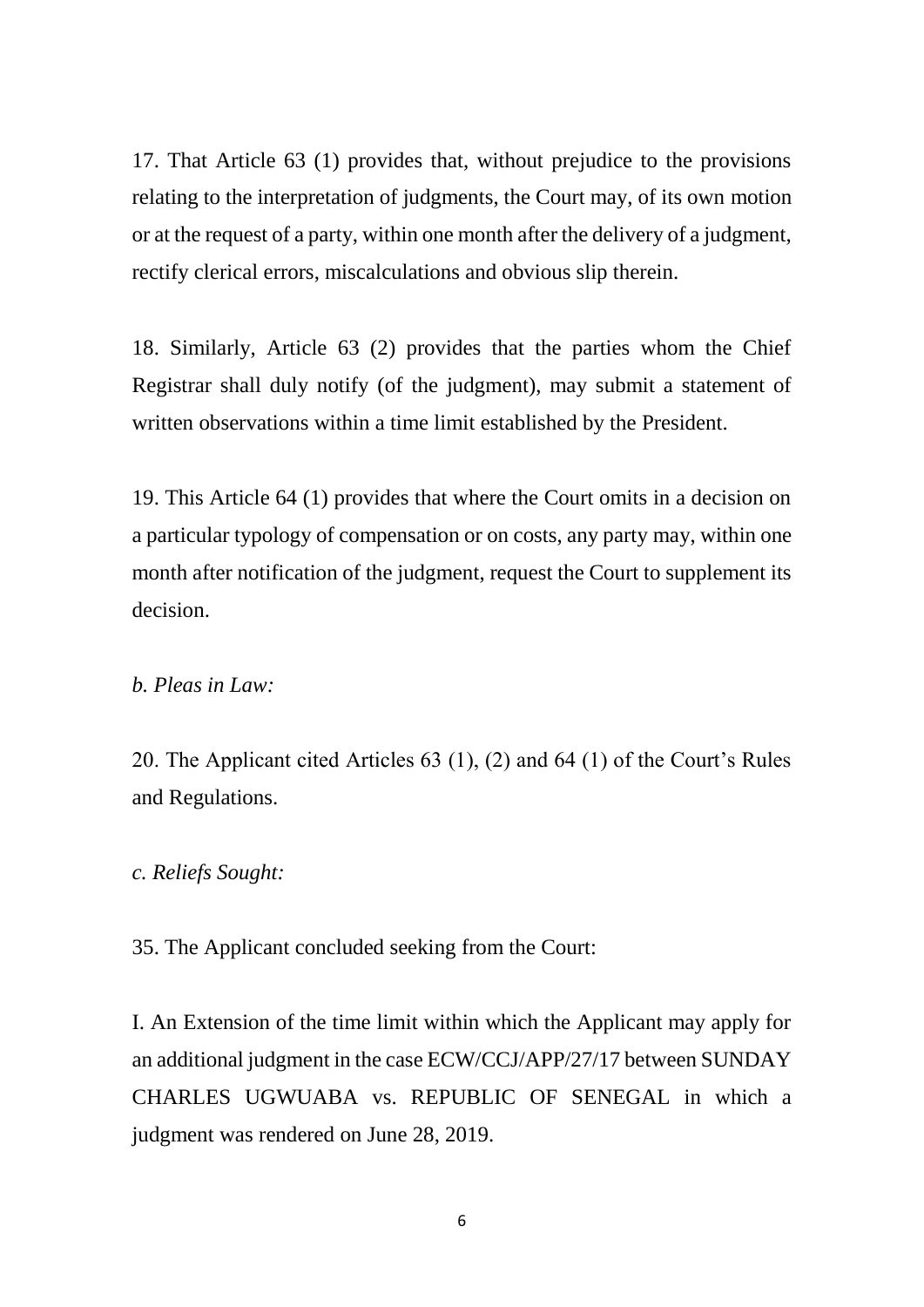17. That Article 63 (1) provides that, without prejudice to the provisions relating to the interpretation of judgments, the Court may, of its own motion or at the request of a party, within one month after the delivery of a judgment, rectify clerical errors, miscalculations and obvious slip therein.

18. Similarly, Article 63 (2) provides that the parties whom the Chief Registrar shall duly notify (of the judgment), may submit a statement of written observations within a time limit established by the President.

19. This Article 64 (1) provides that where the Court omits in a decision on a particular typology of compensation or on costs, any party may, within one month after notification of the judgment, request the Court to supplement its decision.

*b. Pleas in Law:*

20. The Applicant cited Articles 63 (1), (2) and 64 (1) of the Court's Rules and Regulations.

*c. Reliefs Sought:*

35. The Applicant concluded seeking from the Court:

I. An Extension of the time limit within which the Applicant may apply for an additional judgment in the case ECW/CCJ/APP/27/17 between SUNDAY CHARLES UGWUABA vs. REPUBLIC OF SENEGAL in which a judgment was rendered on June 28, 2019.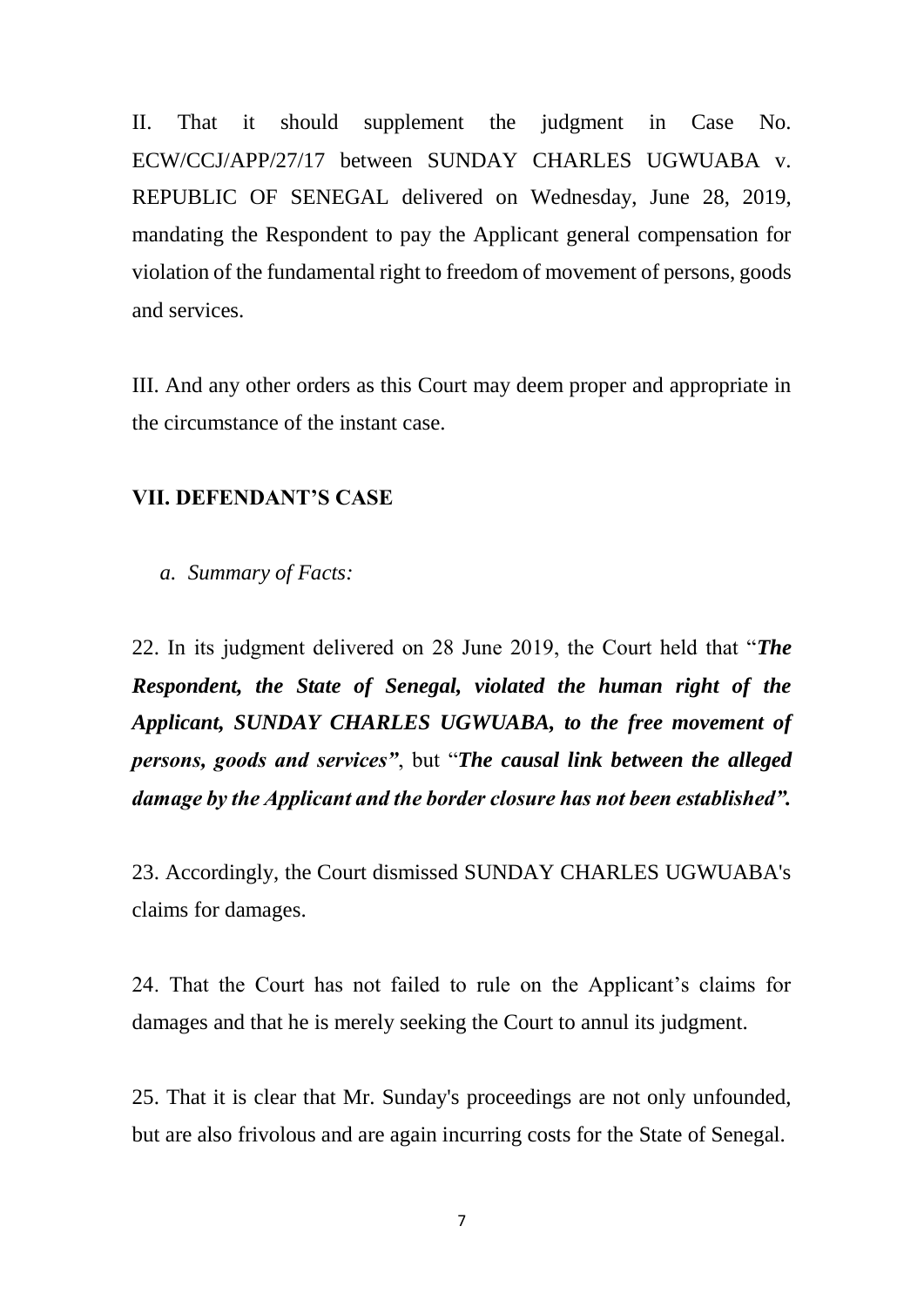II. That it should supplement the judgment in Case No. ECW/CCJ/APP/27/17 between SUNDAY CHARLES UGWUABA v. REPUBLIC OF SENEGAL delivered on Wednesday, June 28, 2019, mandating the Respondent to pay the Applicant general compensation for violation of the fundamental right to freedom of movement of persons, goods and services.

III. And any other orders as this Court may deem proper and appropriate in the circumstance of the instant case.

## VII. DEFENDANT'S CASE

*a. Summary of Facts:*

22. In its judgment delivered on 28 June 2019, the Court held that "***The Respondent, the State of Senegal, violated the human right of the Applicant, SUNDAY CHARLES UGWUABA, to the free movement of persons, goods and services"***, but "***The causal link between the alleged damage by the Applicant and the border closure has not been established".***

23. Accordingly, the Court dismissed SUNDAY CHARLES UGWUABA's claims for damages.

24. That the Court has not failed to rule on the Applicant's claims for damages and that he is merely seeking the Court to annul its judgment.

25. That it is clear that Mr. Sunday's proceedings are not only unfounded, but are also frivolous and are again incurring costs for the State of Senegal.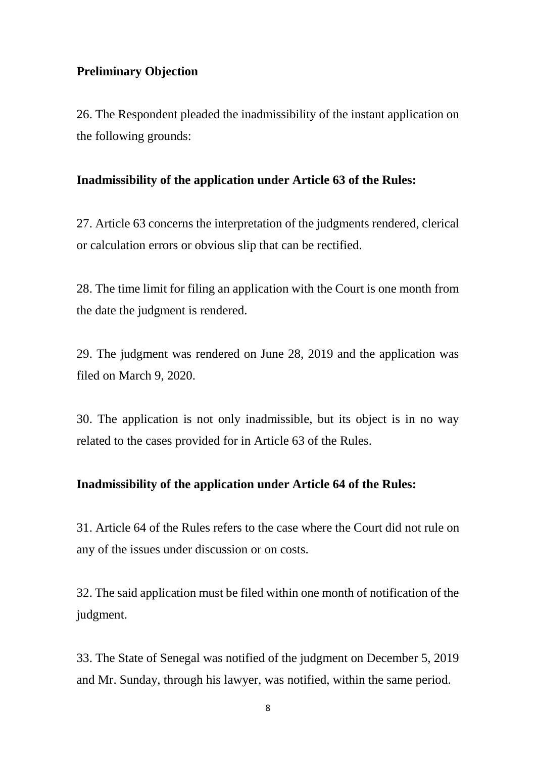**Preliminary Objection**

26. The Respondent pleaded the inadmissibility of the instant application on the following grounds:

**Inadmissibility of the application under Article 63 of the Rules:**

27. Article 63 concerns the interpretation of the judgments rendered, clerical or calculation errors or obvious slip that can be rectified.

28. The time limit for filing an application with the Court is one month from the date the judgment is rendered.

29. The judgment was rendered on June 28, 2019 and the application was filed on March 9, 2020.

30. The application is not only inadmissible, but its object is in no way related to the cases provided for in Article 63 of the Rules.

**Inadmissibility of the application under Article 64 of the Rules:**

31. Article 64 of the Rules refers to the case where the Court did not rule on any of the issues under discussion or on costs.

32. The said application must be filed within one month of notification of the judgment.

33. The State of Senegal was notified of the judgment on December 5, 2019 and Mr. Sunday, through his lawyer, was notified, within the same period.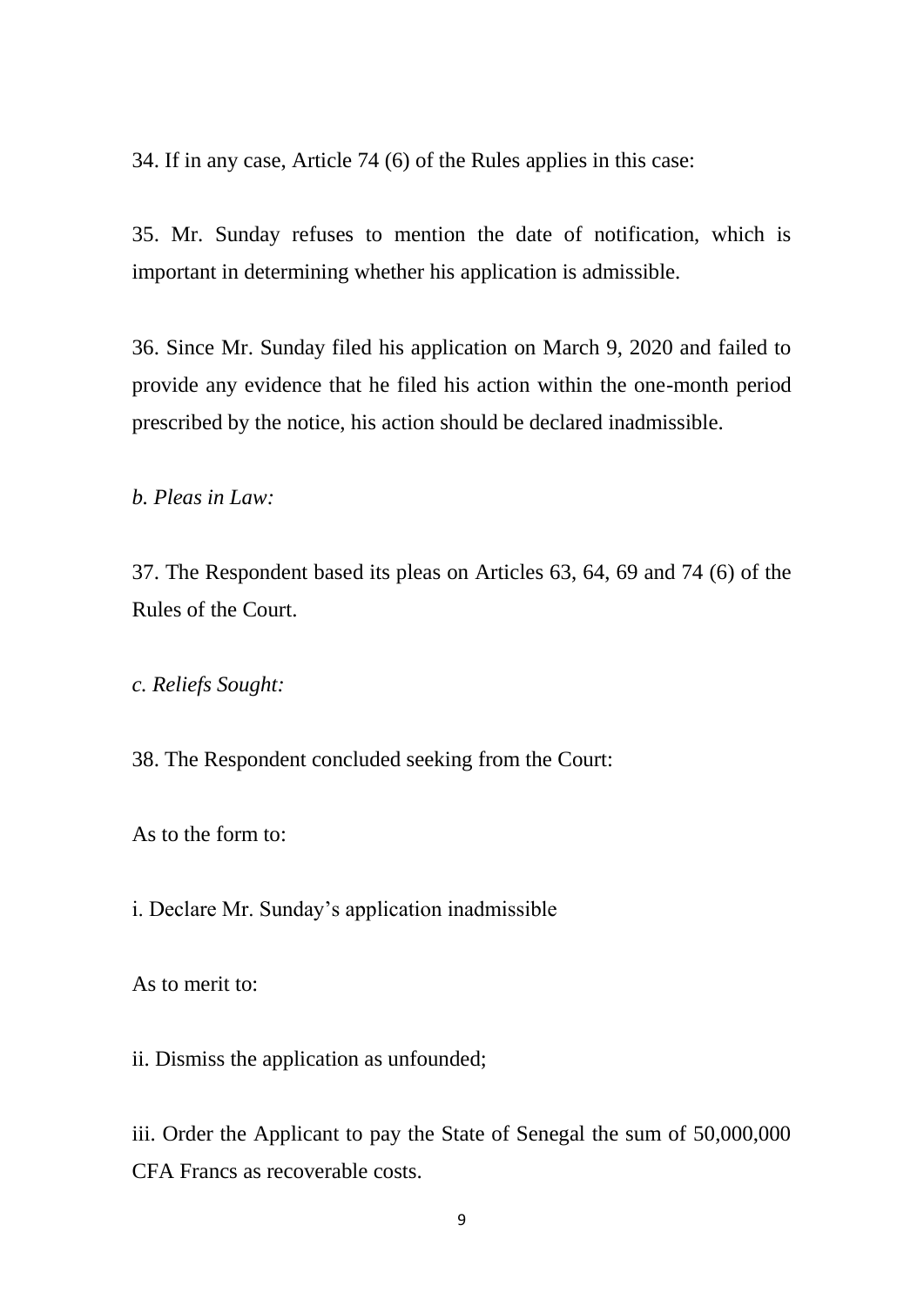34. If in any case, Article 74 (6) of the Rules applies in this case:

35. Mr. Sunday refuses to mention the date of notification, which is important in determining whether his application is admissible.

36. Since Mr. Sunday filed his application on March 9, 2020 and failed to provide any evidence that he filed his action within the one-month period prescribed by the notice, his action should be declared inadmissible.

*b. Pleas in Law:*

37. The Respondent based its pleas on Articles 63, 64, 69 and 74 (6) of the Rules of the Court.

*c. Reliefs Sought:*

38. The Respondent concluded seeking from the Court:

As to the form to:

i. Declare Mr. Sunday's application inadmissible

As to merit to:

ii. Dismiss the application as unfounded;

iii. Order the Applicant to pay the State of Senegal the sum of 50,000,000 CFA Francs as recoverable costs.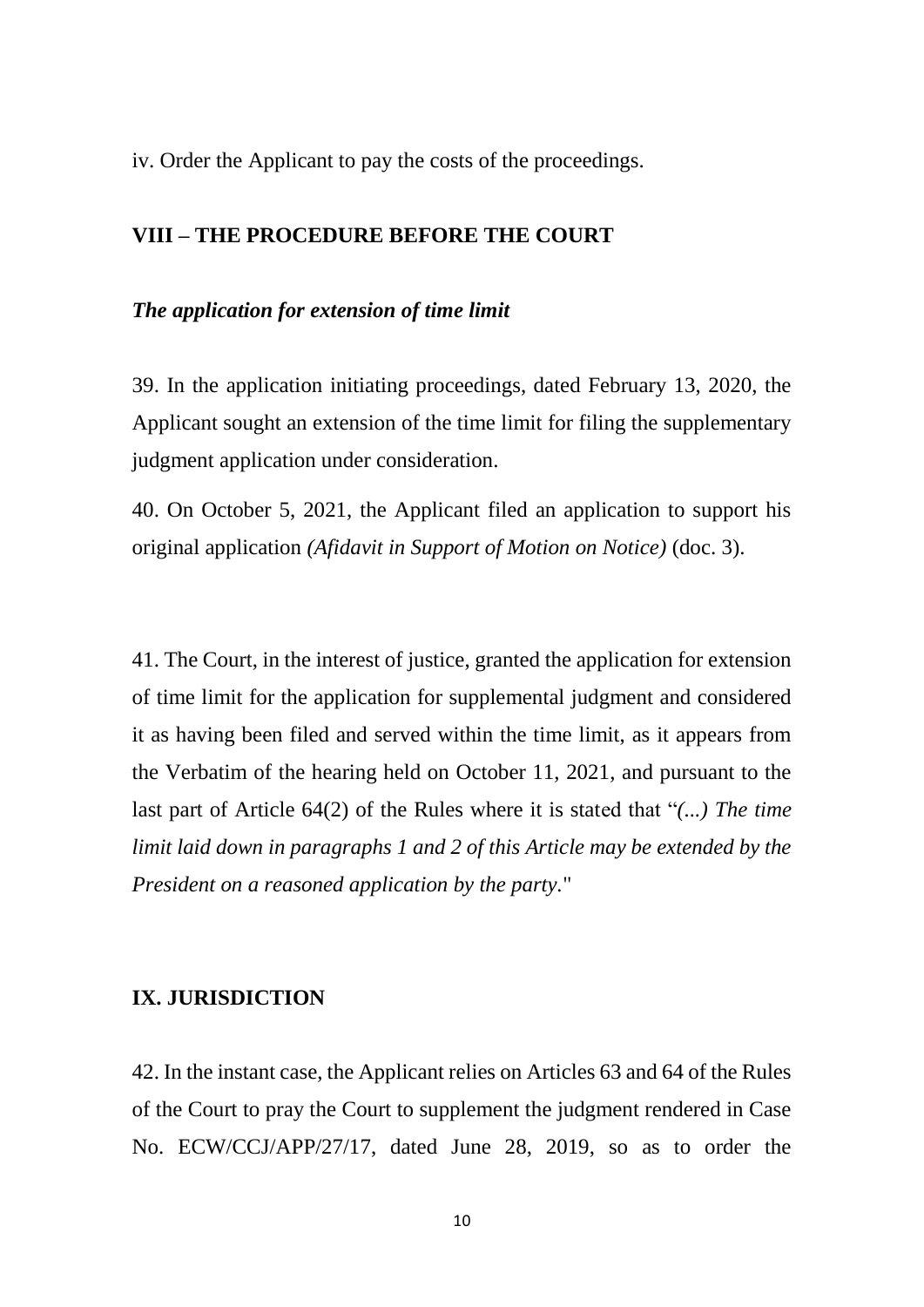iv. Order the Applicant to pay the costs of the proceedings.

## VIII – THE PROCEDURE BEFORE THE COURT

### *The application for extension of time limit*

39. In the application initiating proceedings, dated February 13, 2020, the Applicant sought an extension of the time limit for filing the supplementary judgment application under consideration.

40. On October 5, 2021, the Applicant filed an application to support his original application *(Afidavit in Support of Motion on Notice)* (doc. 3).

41. The Court, in the interest of justice, granted the application for extension of time limit for the application for supplemental judgment and considered it as having been filed and served within the time limit, as it appears from the Verbatim of the hearing held on October 11, 2021, and pursuant to the last part of Article 64(2) of the Rules where it is stated that "*(...) The time limit laid down in paragraphs 1 and 2 of this Article may be extended by the President on a reasoned application by the party.*"

## IX. JURISDICTION

42. In the instant case, the Applicant relies on Articles 63 and 64 of the Rules of the Court to pray the Court to supplement the judgment rendered in Case No. ECW/CCJ/APP/27/17, dated June 28, 2019, so as to order the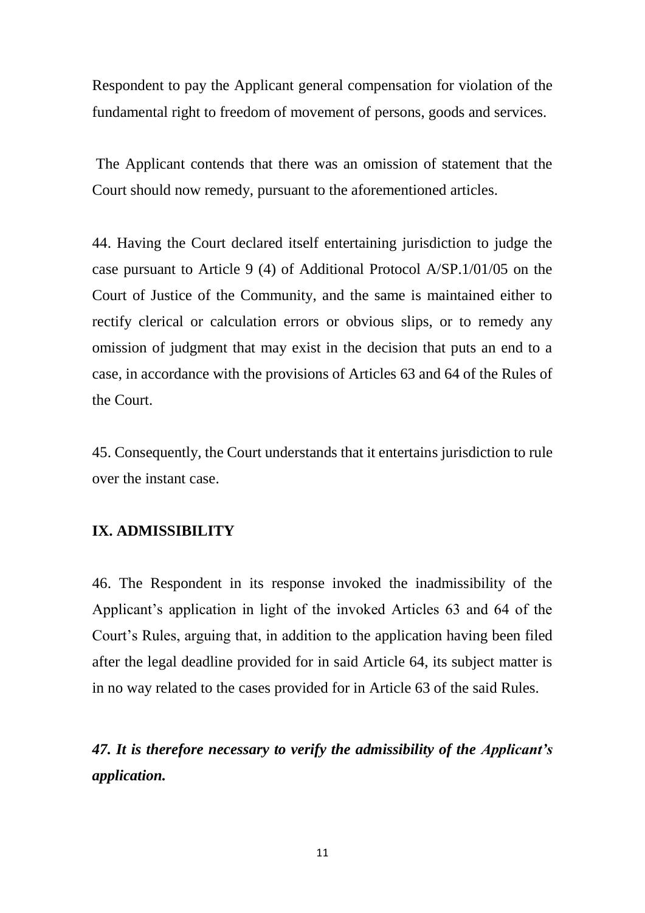Respondent to pay the Applicant general compensation for violation of the fundamental right to freedom of movement of persons, goods and services.

The Applicant contends that there was an omission of statement that the Court should now remedy, pursuant to the aforementioned articles.

44. Having the Court declared itself entertaining jurisdiction to judge the case pursuant to Article 9 (4) of Additional Protocol A/SP.1/01/05 on the Court of Justice of the Community, and the same is maintained either to rectify clerical or calculation errors or obvious slips, or to remedy any omission of judgment that may exist in the decision that puts an end to a case, in accordance with the provisions of Articles 63 and 64 of the Rules of the Court.

45. Consequently, the Court understands that it entertains jurisdiction to rule over the instant case.

## IX. ADMISSIBILITY

46. The Respondent in its response invoked the inadmissibility of the Applicant's application in light of the invoked Articles 63 and 64 of the Court's Rules, arguing that, in addition to the application having been filed after the legal deadline provided for in said Article 64, its subject matter is in no way related to the cases provided for in Article 63 of the said Rules.

***47. It is therefore necessary to verify the admissibility of the Applicant's application.***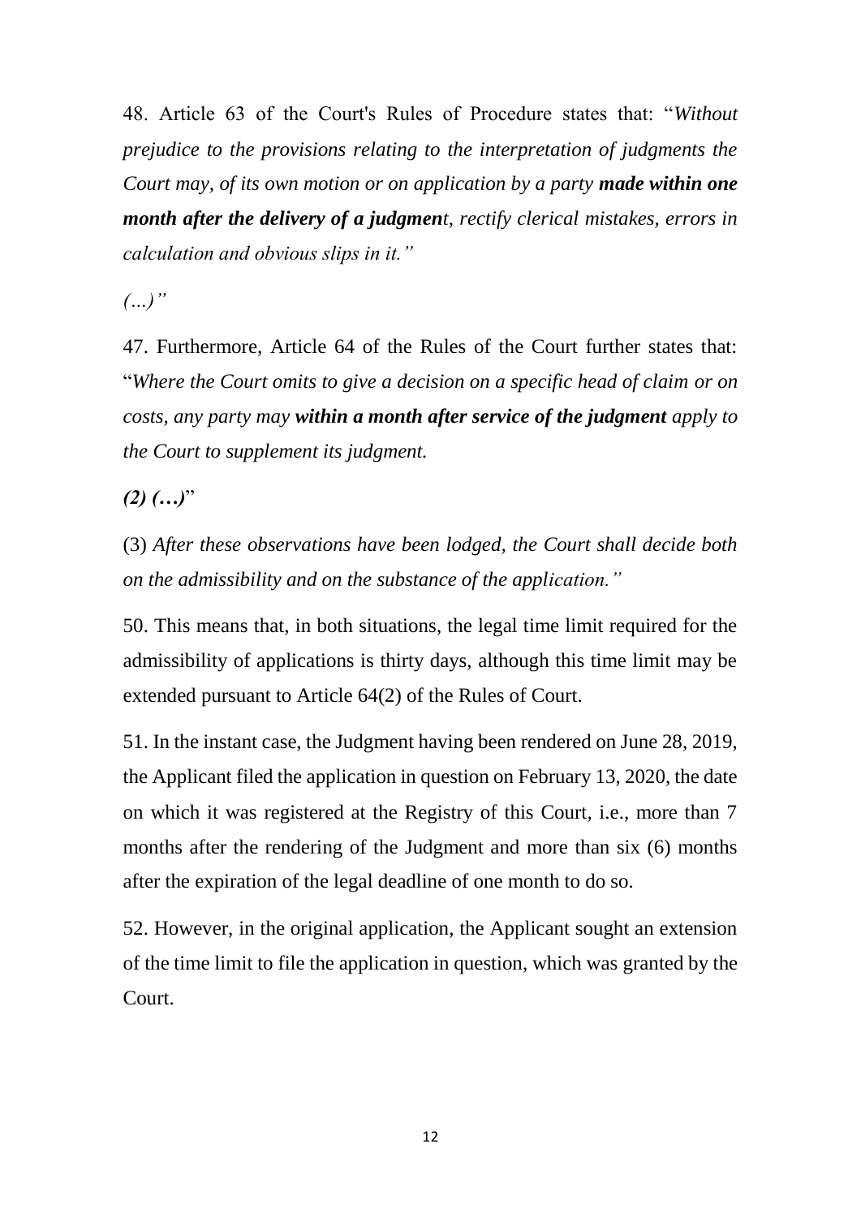48. Article 63 of the Court's Rules of Procedure states that: "*Without prejudice to the provisions relating to the interpretation of judgments the Court may, of its own motion or on application by a party* ***made within one month after the delivery of a judgmen****t, rectify clerical mistakes, errors in calculation and obvious slips in it."*

*(...)"*

47. Furthermore, Article 64 of the Rules of the Court further states that: "*Where the Court omits to give a decision on a specific head of claim or on costs, any party may* ***within a month after service of the judgment*** *apply to the Court to supplement its judgment.*

***(2) (…)***"

(3) *After these observations have been lodged, the Court shall decide both on the admissibility and on the substance of the application."*

50. This means that, in both situations, the legal time limit required for the admissibility of applications is thirty days, although this time limit may be extended pursuant to Article 64(2) of the Rules of Court.

51. In the instant case, the Judgment having been rendered on June 28, 2019, the Applicant filed the application in question on February 13, 2020, the date on which it was registered at the Registry of this Court, i.e., more than 7 months after the rendering of the Judgment and more than six (6) months after the expiration of the legal deadline of one month to do so.

52. However, in the original application, the Applicant sought an extension of the time limit to file the application in question, which was granted by the Court.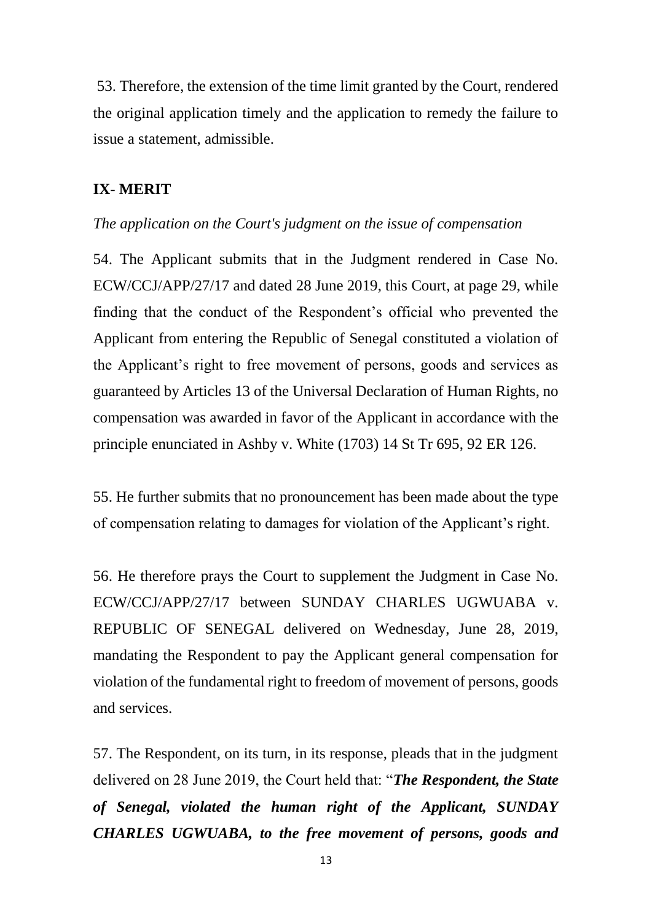53. Therefore, the extension of the time limit granted by the Court, rendered the original application timely and the application to remedy the failure to issue a statement, admissible.

## IX- MERIT

*The application on the Court's judgment on the issue of compensation*

54. The Applicant submits that in the Judgment rendered in Case No. ECW/CCJ/APP/27/17 and dated 28 June 2019, this Court, at page 29, while finding that the conduct of the Respondent's official who prevented the Applicant from entering the Republic of Senegal constituted a violation of the Applicant's right to free movement of persons, goods and services as guaranteed by Articles 13 of the Universal Declaration of Human Rights, no compensation was awarded in favor of the Applicant in accordance with the principle enunciated in Ashby v. White (1703) 14 St Tr 695, 92 ER 126.

55. He further submits that no pronouncement has been made about the type of compensation relating to damages for violation of the Applicant's right.

56. He therefore prays the Court to supplement the Judgment in Case No. ECW/CCJ/APP/27/17 between SUNDAY CHARLES UGWUABA v. REPUBLIC OF SENEGAL delivered on Wednesday, June 28, 2019, mandating the Respondent to pay the Applicant general compensation for violation of the fundamental right to freedom of movement of persons, goods and services.

57. The Respondent, on its turn, in its response, pleads that in the judgment delivered on 28 June 2019, the Court held that: "***The Respondent, the State of Senegal, violated the human right of the Applicant, SUNDAY CHARLES UGWUABA, to the free movement of persons, goods and***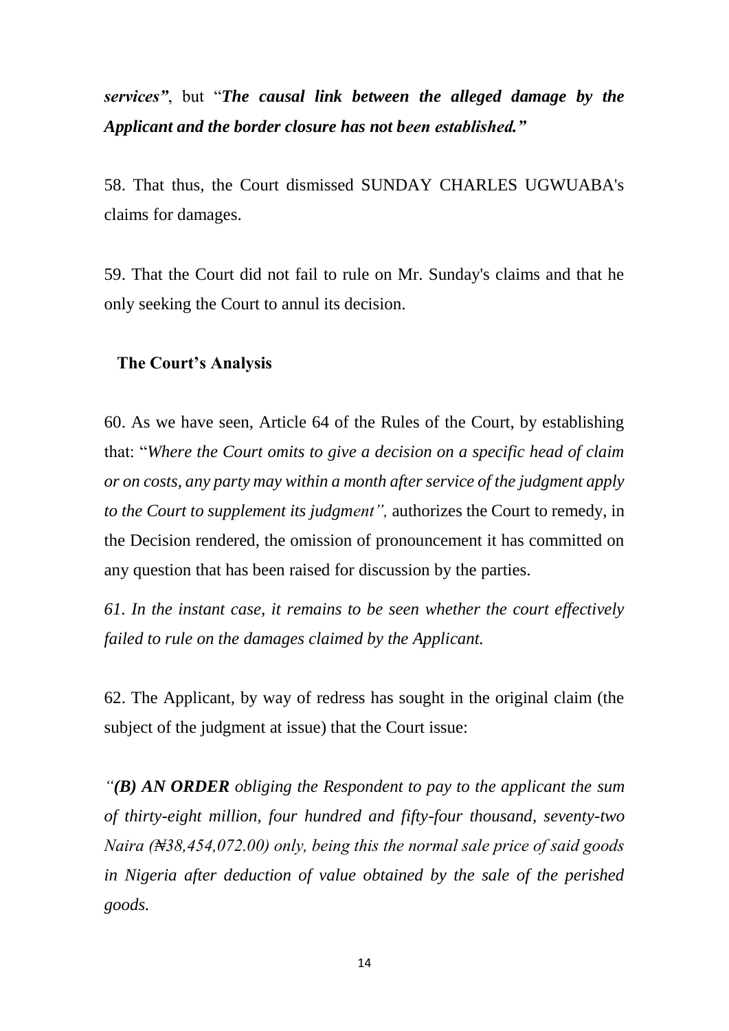***services"***, but "***The causal link between the alleged damage by the Applicant and the border closure has not been established."***

58. That thus, the Court dismissed SUNDAY CHARLES UGWUABA's claims for damages.

59. That the Court did not fail to rule on Mr. Sunday's claims and that he only seeking the Court to annul its decision.

**The Court's Analysis**

60. As we have seen, Article 64 of the Rules of the Court, by establishing that: "*Where the Court omits to give a decision on a specific head of claim or on costs, any party may within a month after service of the judgment apply to the Court to supplement its judgment",* authorizes the Court to remedy, in the Decision rendered, the omission of pronouncement it has committed on any question that has been raised for discussion by the parties.

*61. In the instant case, it remains to be seen whether the court effectively failed to rule on the damages claimed by the Applicant.*

62. The Applicant, by way of redress has sought in the original claim (the subject of the judgment at issue) that the Court issue:

*"**(B) AN ORDER** obliging the Respondent to pay to the applicant the sum of thirty-eight million, four hundred and fifty-four thousand, seventy-two Naira (₦38,454,072.00) only, being this the normal sale price of said goods in Nigeria after deduction of value obtained by the sale of the perished goods.*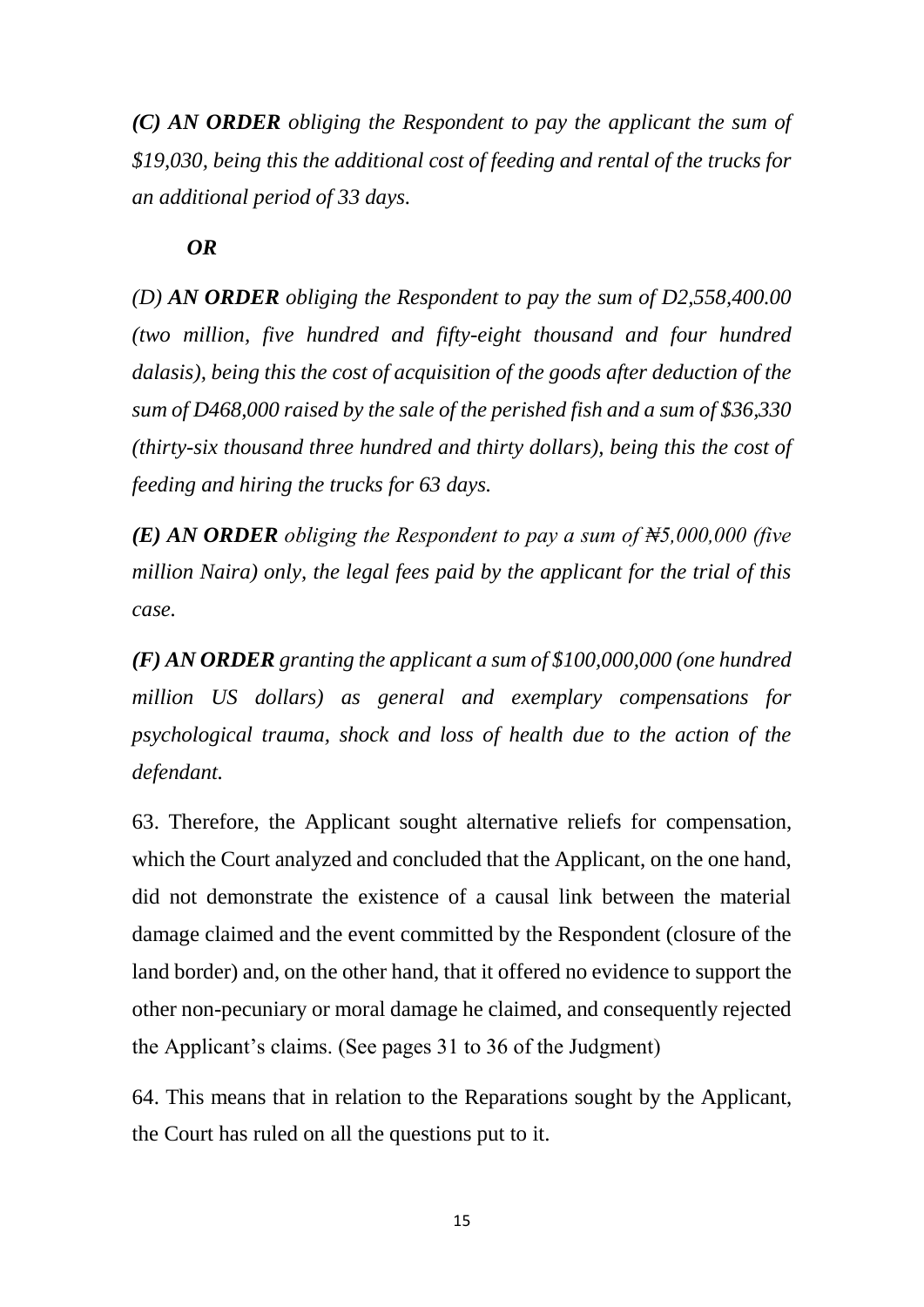***(C) AN ORDER** obliging the Respondent to pay the applicant the sum of $19,030, being this the additional cost of feeding and rental of the trucks for an additional period of 33 days.*

***OR***

*(D) **AN ORDER** obliging the Respondent to pay the sum of D2,558,400.00 (two million, five hundred and fifty-eight thousand and four hundred dalasis), being this the cost of acquisition of the goods after deduction of the sum of D468,000 raised by the sale of the perished fish and a sum of $36,330 (thirty-six thousand three hundred and thirty dollars), being this the cost of feeding and hiring the trucks for 63 days.*

***(E) AN ORDER** obliging the Respondent to pay a sum of ₦5,000,000 (five million Naira) only, the legal fees paid by the applicant for the trial of this case.*

***(F) AN ORDER** granting the applicant a sum of $100,000,000 (one hundred million US dollars) as general and exemplary compensations for psychological trauma, shock and loss of health due to the action of the defendant.*

63. Therefore, the Applicant sought alternative reliefs for compensation, which the Court analyzed and concluded that the Applicant, on the one hand, did not demonstrate the existence of a causal link between the material damage claimed and the event committed by the Respondent (closure of the land border) and, on the other hand, that it offered no evidence to support the other non-pecuniary or moral damage he claimed, and consequently rejected the Applicant's claims. (See pages 31 to 36 of the Judgment)

64. This means that in relation to the Reparations sought by the Applicant, the Court has ruled on all the questions put to it.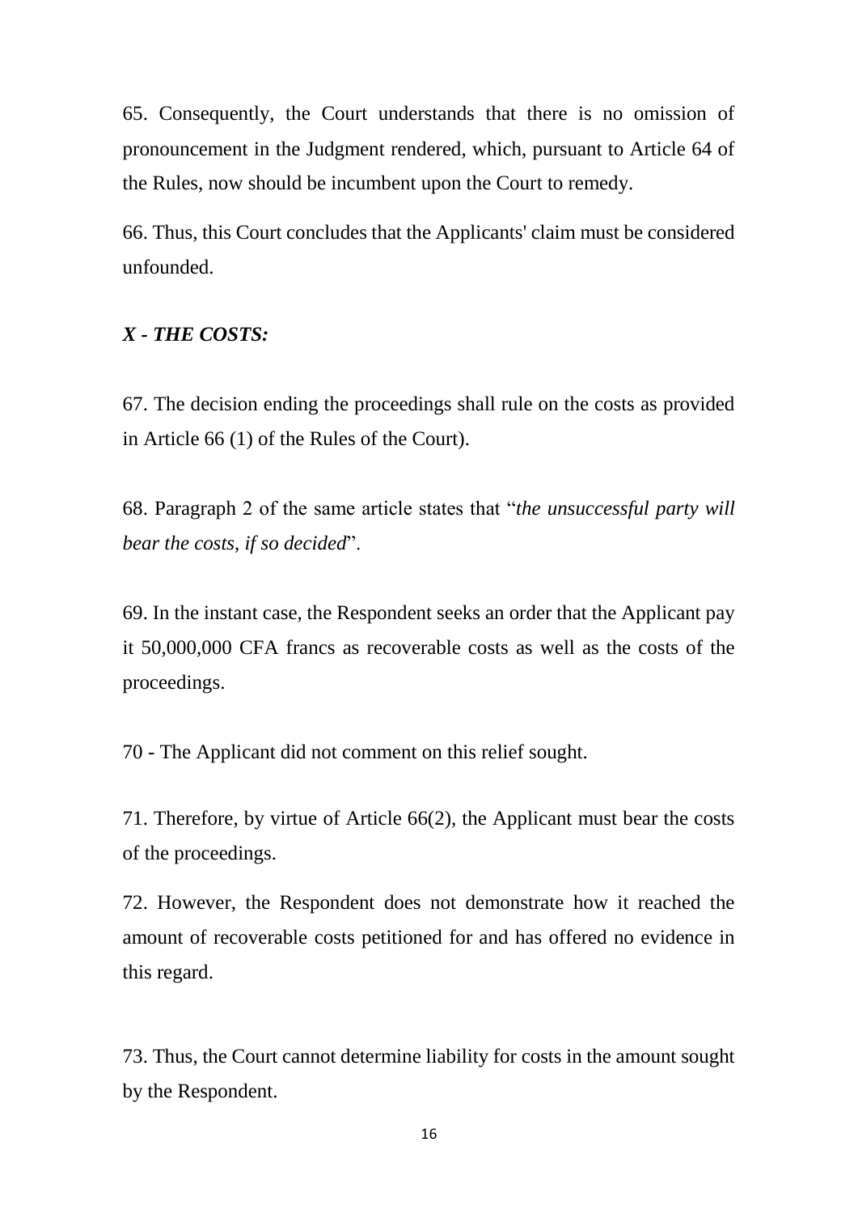65. Consequently, the Court understands that there is no omission of pronouncement in the Judgment rendered, which, pursuant to Article 64 of the Rules, now should be incumbent upon the Court to remedy.

66. Thus, this Court concludes that the Applicants' claim must be considered unfounded.

***X - THE COSTS:***

67. The decision ending the proceedings shall rule on the costs as provided in Article 66 (1) of the Rules of the Court).

68. Paragraph 2 of the same article states that "*the unsuccessful party will bear the costs, if so decided*".

69. In the instant case, the Respondent seeks an order that the Applicant pay it 50,000,000 CFA francs as recoverable costs as well as the costs of the proceedings.

70 - The Applicant did not comment on this relief sought.

71. Therefore, by virtue of Article 66(2), the Applicant must bear the costs of the proceedings.

72. However, the Respondent does not demonstrate how it reached the amount of recoverable costs petitioned for and has offered no evidence in this regard.

73. Thus, the Court cannot determine liability for costs in the amount sought by the Respondent.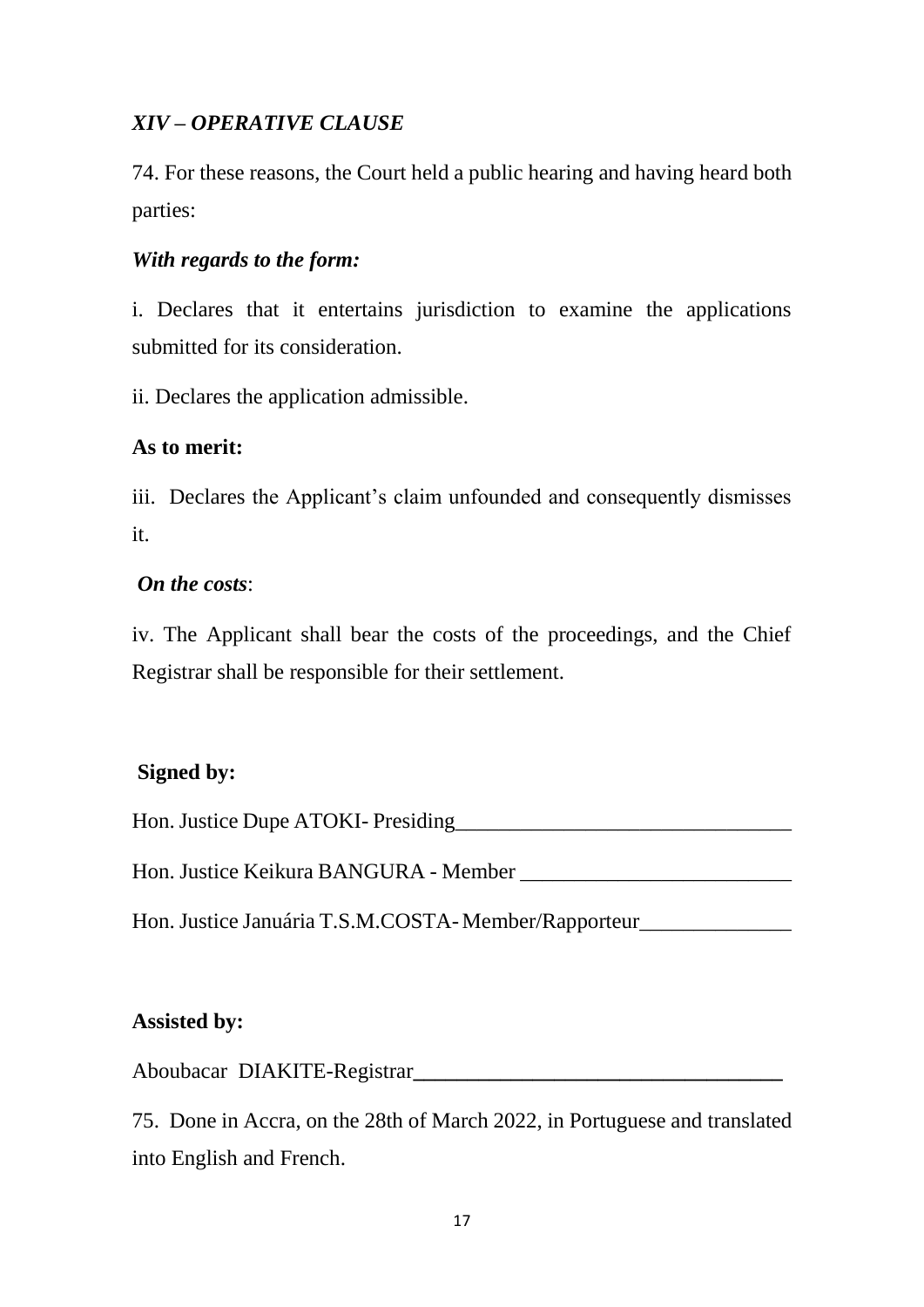### *XIV – OPERATIVE CLAUSE*

74. For these reasons, the Court held a public hearing and having heard both parties:

***With regards to the form:***

i. Declares that it entertains jurisdiction to examine the applications submitted for its consideration.

ii. Declares the application admissible.

**As to merit:**

iii. Declares the Applicant's claim unfounded and consequently dismisses it.

***On the costs***:

iv. The Applicant shall bear the costs of the proceedings, and the Chief Registrar shall be responsible for their settlement.

**Signed by:**

Hon. Justice Dupe ATOKI- Presiding_______________________________

Hon. Justice Keikura BANGURA - Member _________________________

Hon. Justice Januária T.S.M.COSTA- Member/Rapporteur______________

**Assisted by:**

Aboubacar DIAKITE-Registrar___________________________________

75. Done in Accra, on the 28th of March 2022, in Portuguese and translated into English and French.